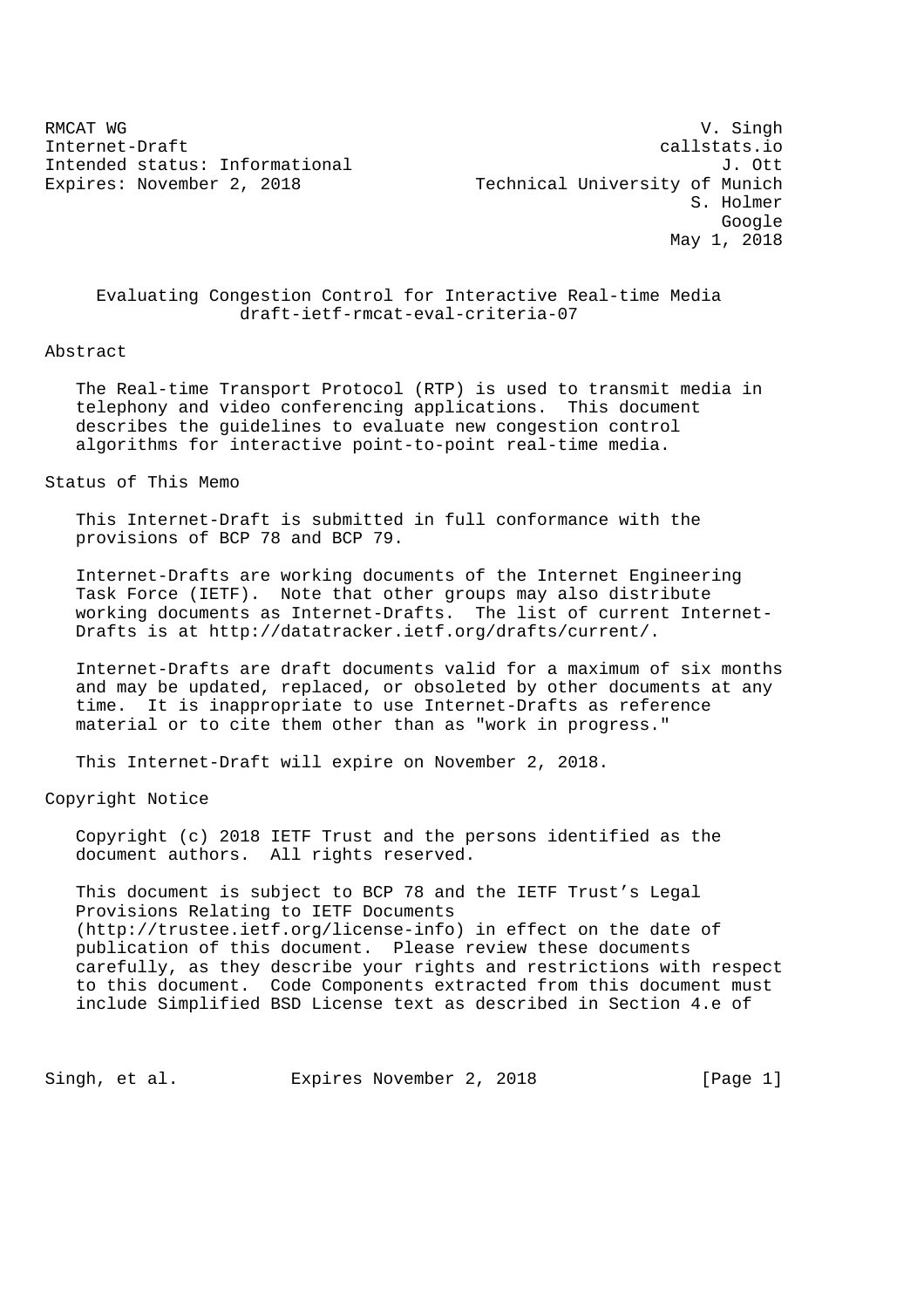RMCAT WG  
Internet-Draft  
Intended status: Informational  
Expires: November 2, 2018

V. Singh  
callstats.io  
J. Ott  
Technical University of Munich  
S. Holmer  
Google  
May 1, 2018

# Evaluating Congestion Control for Interactive Real-time Media
## draft-ietf-rmcat-eval-criteria-07

## Abstract

The Real-time Transport Protocol (RTP) is used to transmit media in telephony and video conferencing applications. This document describes the guidelines to evaluate new congestion control algorithms for interactive point-to-point real-time media.

## Status of This Memo

This Internet-Draft is submitted in full conformance with the provisions of BCP 78 and BCP 79.

Internet-Drafts are working documents of the Internet Engineering Task Force (IETF). Note that other groups may also distribute working documents as Internet-Drafts. The list of current Internet-Drafts is at http://datatracker.ietf.org/drafts/current/.

Internet-Drafts are draft documents valid for a maximum of six months and may be updated, replaced, or obsoleted by other documents at any time. It is inappropriate to use Internet-Drafts as reference material or to cite them other than as "work in progress."

This Internet-Draft will expire on November 2, 2018.

## Copyright Notice

Copyright (c) 2018 IETF Trust and the persons identified as the document authors. All rights reserved.

This document is subject to BCP 78 and the IETF Trust's Legal Provisions Relating to IETF Documents (http://trustee.ietf.org/license-info) in effect on the date of publication of this document. Please review these documents carefully, as they describe your rights and restrictions with respect to this document. Code Components extracted from this document must include Simplified BSD License text as described in Section 4.e of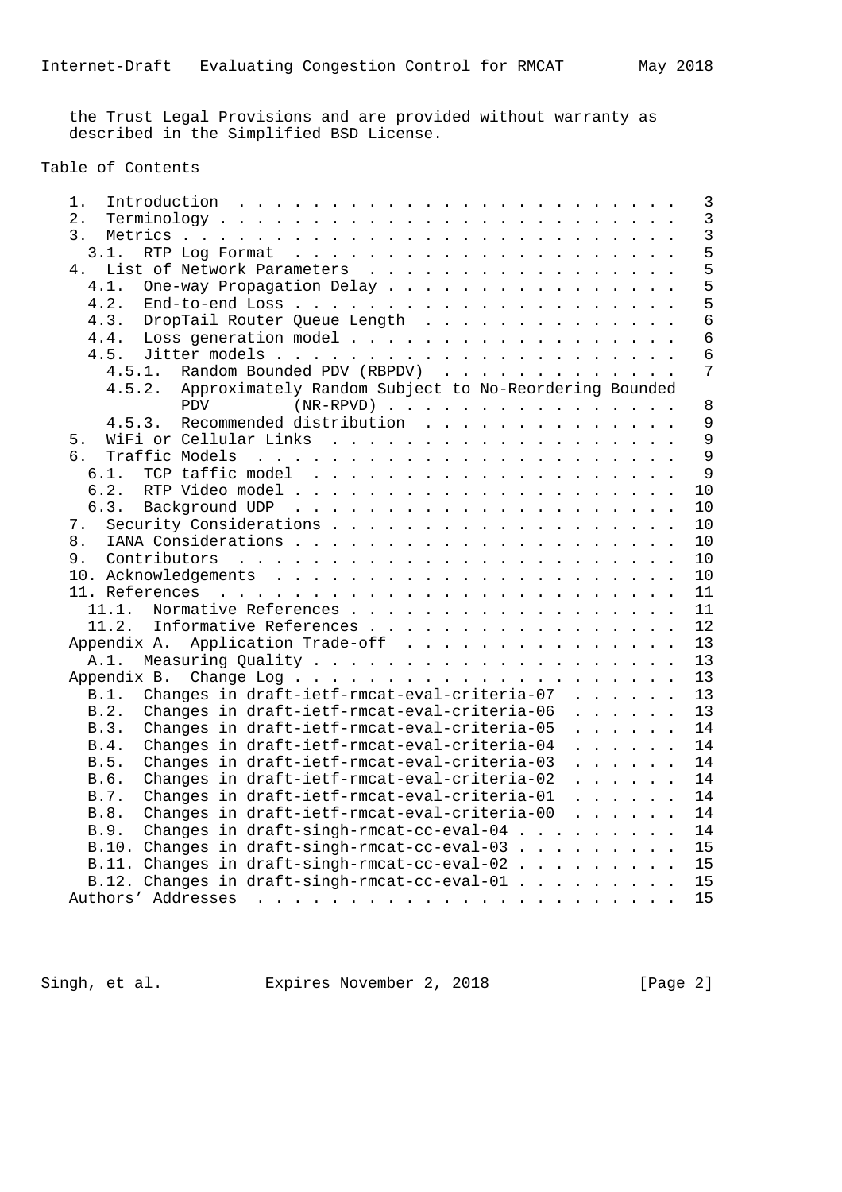the Trust Legal Provisions and are provided without warranty as described in the Simplified BSD License.

## Table of Contents

```
   1.  Introduction  . . . . . . . . . . . . . . . . . . . . . . . .   3
   2.  Terminology . . . . . . . . . . . . . . . . . . . . . . . . .   3
   3.  Metrics . . . . . . . . . . . . . . . . . . . . . . . . . . .   3
     3.1.  RTP Log Format  . . . . . . . . . . . . . . . . . . . . .   5
   4.  List of Network Parameters  . . . . . . . . . . . . . . . . .   5
     4.1.  One-way Propagation Delay . . . . . . . . . . . . . . . .   5
     4.2.  End-to-end Loss . . . . . . . . . . . . . . . . . . . . .   5
     4.3.  DropTail Router Queue Length  . . . . . . . . . . . . . .   6
     4.4.  Loss generation model . . . . . . . . . . . . . . . . . .   6
     4.5.  Jitter models . . . . . . . . . . . . . . . . . . . . . .   6
       4.5.1.  Random Bounded PDV (RBPDV)  . . . . . . . . . . . . .   7
       4.5.2.  Approximately Random Subject to No-Reordering Bounded
               PDV         (NR-RPVD) . . . . . . . . . . . . . . . .   8
       4.5.3.  Recommended distribution  . . . . . . . . . . . . . .   9
   5.  WiFi or Cellular Links  . . . . . . . . . . . . . . . . . . .   9
   6.  Traffic Models  . . . . . . . . . . . . . . . . . . . . . . .   9
     6.1.  TCP taffic model  . . . . . . . . . . . . . . . . . . . .   9
     6.2.  RTP Video model . . . . . . . . . . . . . . . . . . . . .  10
     6.3.  Background UDP  . . . . . . . . . . . . . . . . . . . . .  10
   7.  Security Considerations . . . . . . . . . . . . . . . . . . .  10
   8.  IANA Considerations . . . . . . . . . . . . . . . . . . . . .  10
   9.  Contributors  . . . . . . . . . . . . . . . . . . . . . . . .  10
   10. Acknowledgements  . . . . . . . . . . . . . . . . . . . . . .  10
   11. References  . . . . . . . . . . . . . . . . . . . . . . . . .  11
     11.1.  Normative References . . . . . . . . . . . . . . . . . .  11
     11.2.  Informative References . . . . . . . . . . . . . . . . .  12
   Appendix A.  Application Trade-off  . . . . . . . . . . . . . . .  13
     A.1.  Measuring Quality . . . . . . . . . . . . . . . . . . . .  13
   Appendix B.  Change Log . . . . . . . . . . . . . . . . . . . . .  13
     B.1.  Changes in draft-ietf-rmcat-eval-criteria-07  . . . . . .  13
     B.2.  Changes in draft-ietf-rmcat-eval-criteria-06  . . . . . .  13
     B.3.  Changes in draft-ietf-rmcat-eval-criteria-05  . . . . . .  14
     B.4.  Changes in draft-ietf-rmcat-eval-criteria-04  . . . . . .  14
     B.5.  Changes in draft-ietf-rmcat-eval-criteria-03  . . . . . .  14
     B.6.  Changes in draft-ietf-rmcat-eval-criteria-02  . . . . . .  14
     B.7.  Changes in draft-ietf-rmcat-eval-criteria-01  . . . . . .  14
     B.8.  Changes in draft-ietf-rmcat-eval-criteria-00  . . . . . .  14
     B.9.  Changes in draft-singh-rmcat-cc-eval-04 . . . . . . . . .  14
     B.10. Changes in draft-singh-rmcat-cc-eval-03 . . . . . . . . .  15
     B.11. Changes in draft-singh-rmcat-cc-eval-02 . . . . . . . . .  15
     B.12. Changes in draft-singh-rmcat-cc-eval-01 . . . . . . . . .  15
   Authors' Addresses  . . . . . . . . . . . . . . . . . . . . . . .  15
```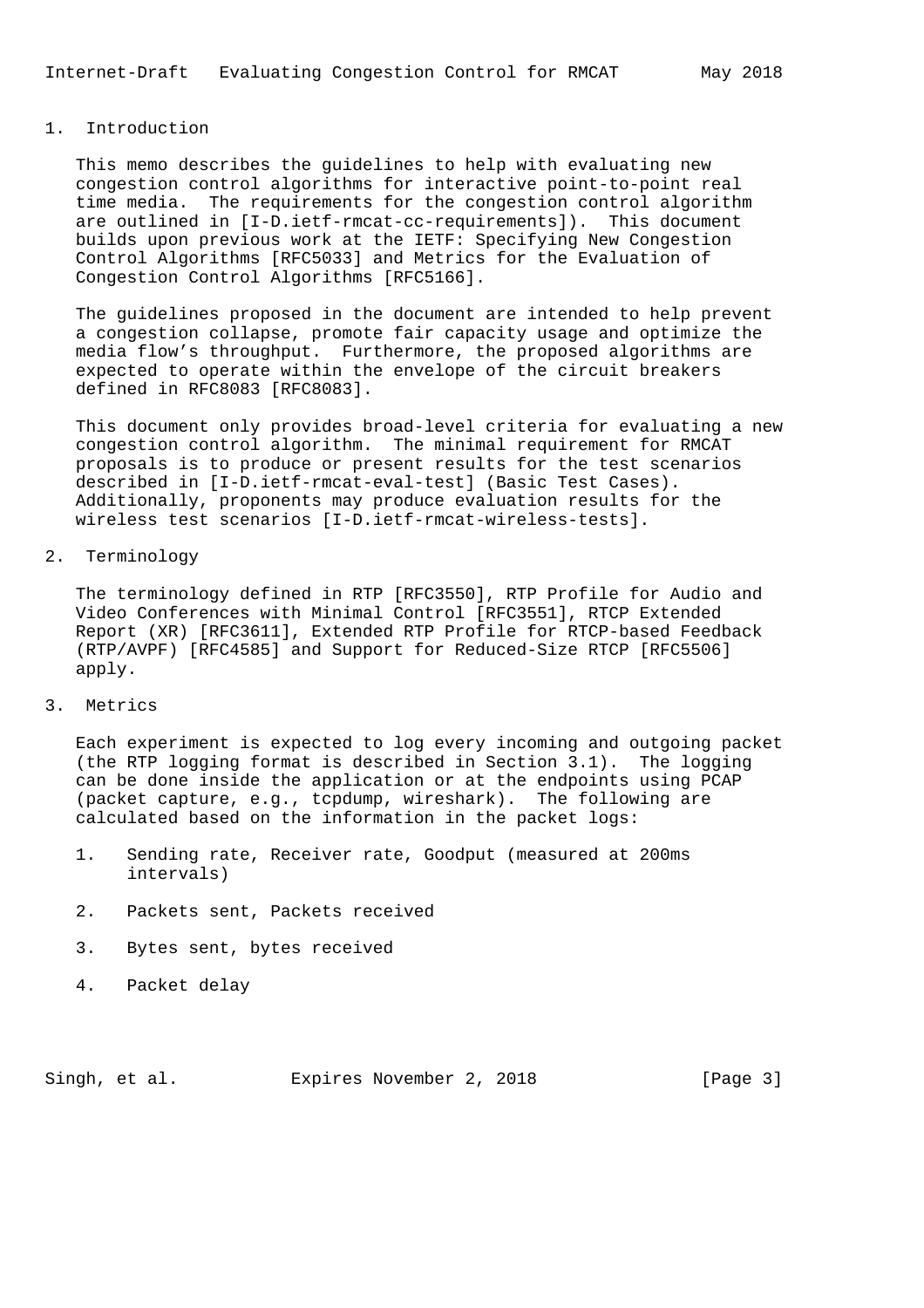# 1. Introduction

This memo describes the guidelines to help with evaluating new congestion control algorithms for interactive point-to-point real time media. The requirements for the congestion control algorithm are outlined in [I-D.ietf-rmcat-cc-requirements]). This document builds upon previous work at the IETF: Specifying New Congestion Control Algorithms [RFC5033] and Metrics for the Evaluation of Congestion Control Algorithms [RFC5166].

The guidelines proposed in the document are intended to help prevent a congestion collapse, promote fair capacity usage and optimize the media flow's throughput. Furthermore, the proposed algorithms are expected to operate within the envelope of the circuit breakers defined in RFC8083 [RFC8083].

This document only provides broad-level criteria for evaluating a new congestion control algorithm. The minimal requirement for RMCAT proposals is to produce or present results for the test scenarios described in [I-D.ietf-rmcat-eval-test] (Basic Test Cases). Additionally, proponents may produce evaluation results for the wireless test scenarios [I-D.ietf-rmcat-wireless-tests].

# 2. Terminology

The terminology defined in RTP [RFC3550], RTP Profile for Audio and Video Conferences with Minimal Control [RFC3551], RTCP Extended Report (XR) [RFC3611], Extended RTP Profile for RTCP-based Feedback (RTP/AVPF) [RFC4585] and Support for Reduced-Size RTCP [RFC5506] apply.

# 3. Metrics

Each experiment is expected to log every incoming and outgoing packet (the RTP logging format is described in Section 3.1). The logging can be done inside the application or at the endpoints using PCAP (packet capture, e.g., tcpdump, wireshark). The following are calculated based on the information in the packet logs:

1. Sending rate, Receiver rate, Goodput (measured at 200ms intervals)
2. Packets sent, Packets received
3. Bytes sent, bytes received
4. Packet delay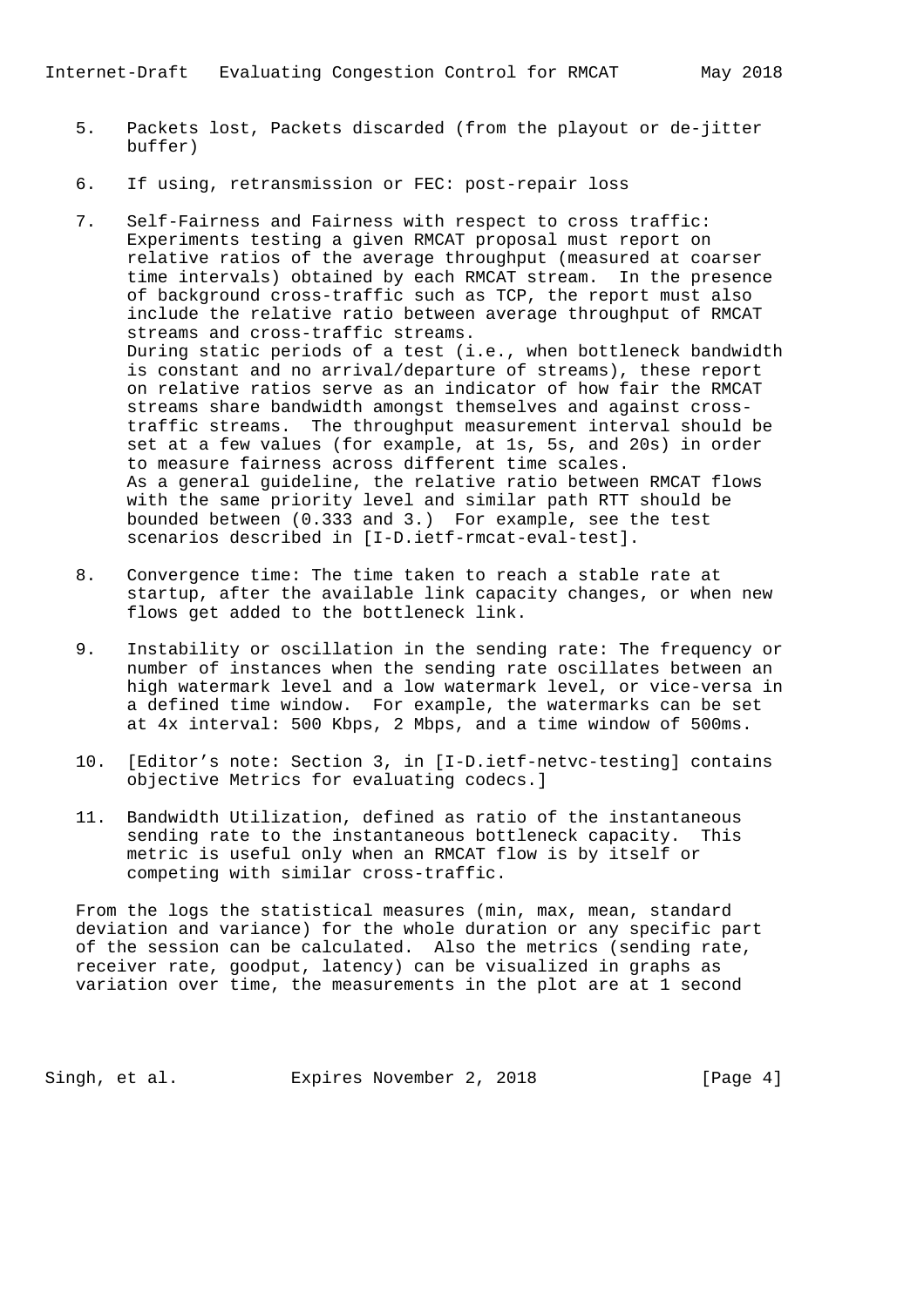5. Packets lost, Packets discarded (from the playout or de-jitter buffer)

6. If using, retransmission or FEC: post-repair loss

7. Self-Fairness and Fairness with respect to cross traffic: Experiments testing a given RMCAT proposal must report on relative ratios of the average throughput (measured at coarser time intervals) obtained by each RMCAT stream. In the presence of background cross-traffic such as TCP, the report must also include the relative ratio between average throughput of RMCAT streams and cross-traffic streams.
   During static periods of a test (i.e., when bottleneck bandwidth is constant and no arrival/departure of streams), these report on relative ratios serve as an indicator of how fair the RMCAT streams share bandwidth amongst themselves and against cross-traffic streams. The throughput measurement interval should be set at a few values (for example, at 1s, 5s, and 20s) in order to measure fairness across different time scales.
   As a general guideline, the relative ratio between RMCAT flows with the same priority level and similar path RTT should be bounded between (0.333 and 3.) For example, see the test scenarios described in [I-D.ietf-rmcat-eval-test].

8. Convergence time: The time taken to reach a stable rate at startup, after the available link capacity changes, or when new flows get added to the bottleneck link.

9. Instability or oscillation in the sending rate: The frequency or number of instances when the sending rate oscillates between an high watermark level and a low watermark level, or vice-versa in a defined time window. For example, the watermarks can be set at 4x interval: 500 Kbps, 2 Mbps, and a time window of 500ms.

10. [Editor's note: Section 3, in [I-D.ietf-netvc-testing] contains objective Metrics for evaluating codecs.]

11. Bandwidth Utilization, defined as ratio of the instantaneous sending rate to the instantaneous bottleneck capacity. This metric is useful only when an RMCAT flow is by itself or competing with similar cross-traffic.

From the logs the statistical measures (min, max, mean, standard deviation and variance) for the whole duration or any specific part of the session can be calculated. Also the metrics (sending rate, receiver rate, goodput, latency) can be visualized in graphs as variation over time, the measurements in the plot are at 1 second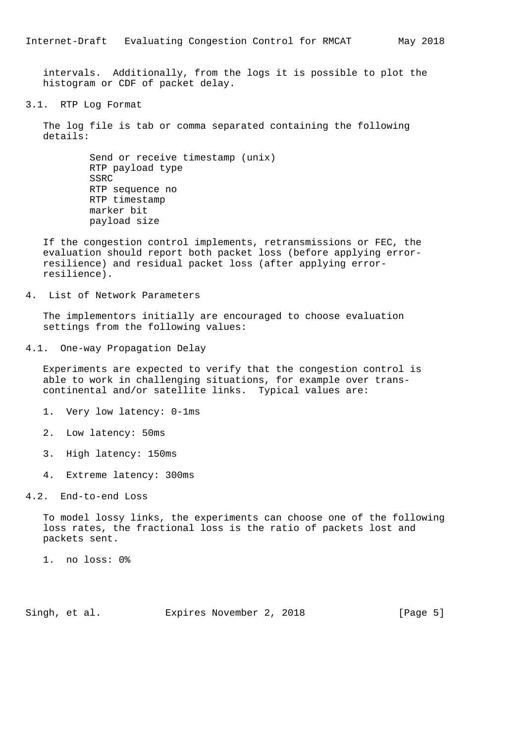intervals. Additionally, from the logs it is possible to plot the histogram or CDF of packet delay.

### 3.1. RTP Log Format

The log file is tab or comma separated containing the following details:

```
Send or receive timestamp (unix)
RTP payload type
SSRC
RTP sequence no
RTP timestamp
marker bit
payload size
```

If the congestion control implements, retransmissions or FEC, the evaluation should report both packet loss (before applying error-resilience) and residual packet loss (after applying error-resilience).

## 4. List of Network Parameters

The implementors initially are encouraged to choose evaluation settings from the following values:

### 4.1. One-way Propagation Delay

Experiments are expected to verify that the congestion control is able to work in challenging situations, for example over trans-continental and/or satellite links. Typical values are:

1. Very low latency: 0-1ms

2. Low latency: 50ms

3. High latency: 150ms

4. Extreme latency: 300ms

### 4.2. End-to-end Loss

To model lossy links, the experiments can choose one of the following loss rates, the fractional loss is the ratio of packets lost and packets sent.

1. no loss: 0%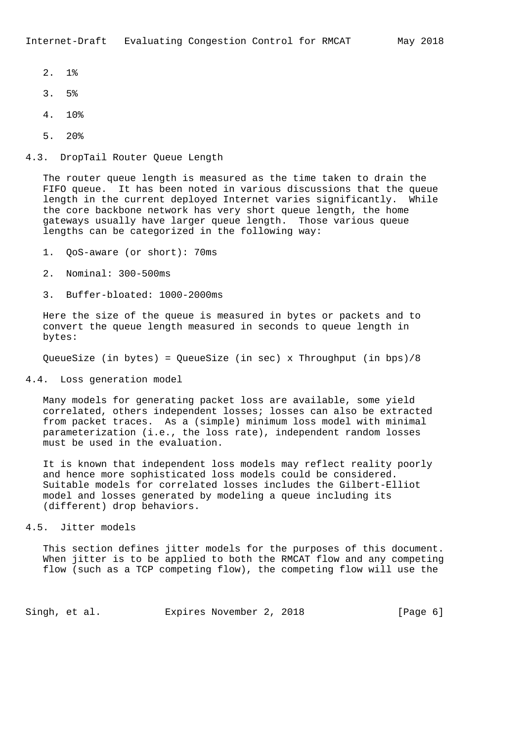2. 1%

3. 5%

4. 10%

5. 20%

### 4.3. DropTail Router Queue Length

The router queue length is measured as the time taken to drain the FIFO queue. It has been noted in various discussions that the queue length in the current deployed Internet varies significantly. While the core backbone network has very short queue length, the home gateways usually have larger queue length. Those various queue lengths can be categorized in the following way:

1. QoS-aware (or short): 70ms

2. Nominal: 300-500ms

3. Buffer-bloated: 1000-2000ms

Here the size of the queue is measured in bytes or packets and to convert the queue length measured in seconds to queue length in bytes:

QueueSize (in bytes) = QueueSize (in sec) x Throughput (in bps)/8

### 4.4. Loss generation model

Many models for generating packet loss are available, some yield correlated, others independent losses; losses can also be extracted from packet traces. As a (simple) minimum loss model with minimal parameterization (i.e., the loss rate), independent random losses must be used in the evaluation.

It is known that independent loss models may reflect reality poorly and hence more sophisticated loss models could be considered. Suitable models for correlated losses includes the Gilbert-Elliot model and losses generated by modeling a queue including its (different) drop behaviors.

### 4.5. Jitter models

This section defines jitter models for the purposes of this document. When jitter is to be applied to both the RMCAT flow and any competing flow (such as a TCP competing flow), the competing flow will use the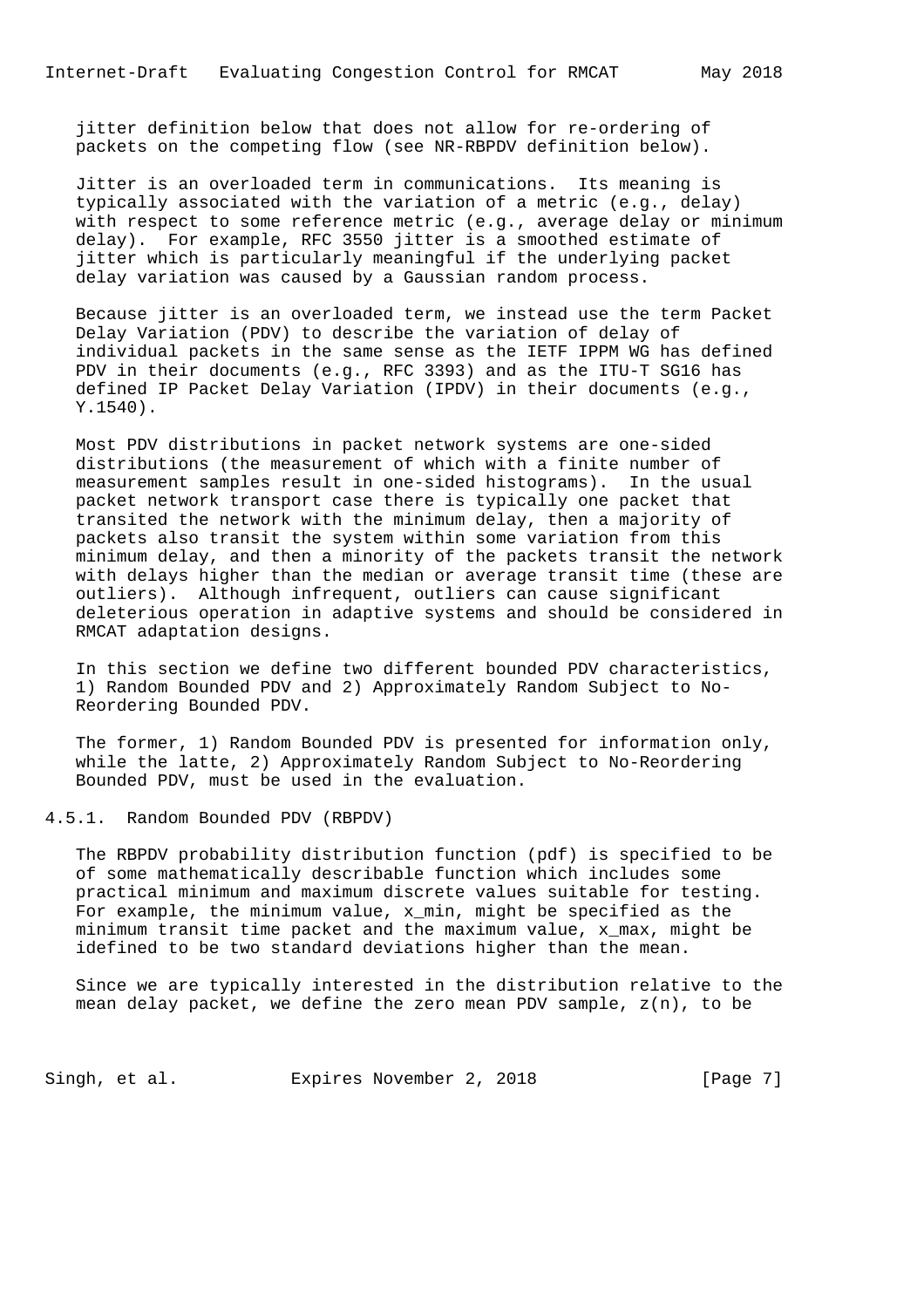jitter definition below that does not allow for re-ordering of packets on the competing flow (see NR-RBPDV definition below).

Jitter is an overloaded term in communications. Its meaning is typically associated with the variation of a metric (e.g., delay) with respect to some reference metric (e.g., average delay or minimum delay). For example, RFC 3550 jitter is a smoothed estimate of jitter which is particularly meaningful if the underlying packet delay variation was caused by a Gaussian random process.

Because jitter is an overloaded term, we instead use the term Packet Delay Variation (PDV) to describe the variation of delay of individual packets in the same sense as the IETF IPPM WG has defined PDV in their documents (e.g., RFC 3393) and as the ITU-T SG16 has defined IP Packet Delay Variation (IPDV) in their documents (e.g., Y.1540).

Most PDV distributions in packet network systems are one-sided distributions (the measurement of which with a finite number of measurement samples result in one-sided histograms). In the usual packet network transport case there is typically one packet that transited the network with the minimum delay, then a majority of packets also transit the system within some variation from this minimum delay, and then a minority of the packets transit the network with delays higher than the median or average transit time (these are outliers). Although infrequent, outliers can cause significant deleterious operation in adaptive systems and should be considered in RMCAT adaptation designs.

In this section we define two different bounded PDV characteristics, 1) Random Bounded PDV and 2) Approximately Random Subject to No-Reordering Bounded PDV.

The former, 1) Random Bounded PDV is presented for information only, while the latte, 2) Approximately Random Subject to No-Reordering Bounded PDV, must be used in the evaluation.

### 4.5.1. Random Bounded PDV (RBPDV)

The RBPDV probability distribution function (pdf) is specified to be of some mathematically describable function which includes some practical minimum and maximum discrete values suitable for testing. For example, the minimum value, $x_{min}$, might be specified as the minimum transit time packet and the maximum value, $x_{max}$, might be idefined to be two standard deviations higher than the mean.

Since we are typically interested in the distribution relative to the mean delay packet, we define the zero mean PDV sample, $z(n)$, to be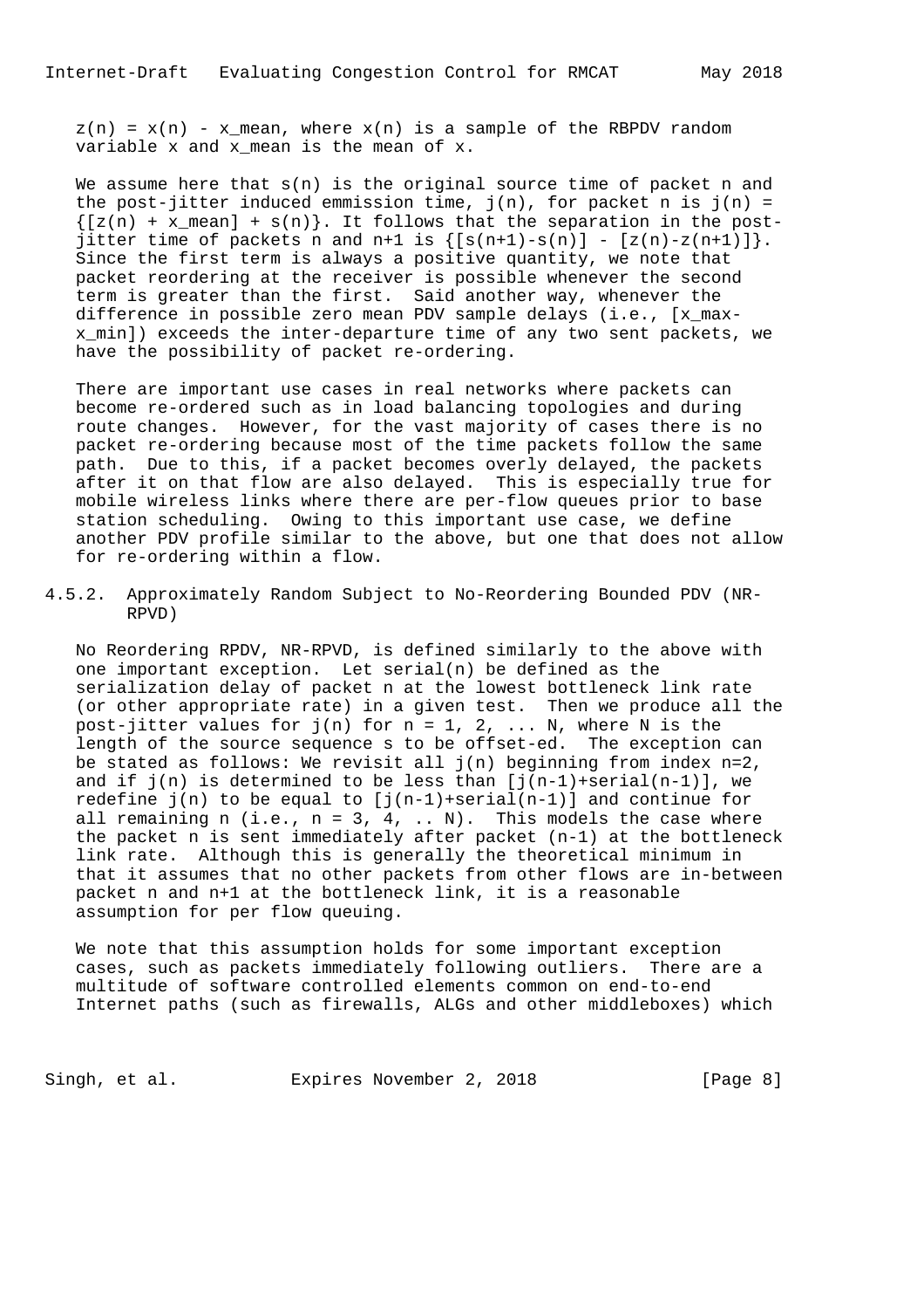$z(n) = x(n) - x\_mean$, where $x(n)$ is a sample of the RBPDV random variable $x$ and $x\_mean$ is the mean of $x$.

We assume here that $s(n)$ is the original source time of packet n and the post-jitter induced emmission time, $j(n)$, for packet n is $j(n) = \{[z(n) + x\_mean] + s(n)\}$. It follows that the separation in the post-jitter time of packets n and n+1 is $\{[s(n+1)-s(n)] - [z(n)-z(n+1)]\}$. Since the first term is always a positive quantity, we note that packet reordering at the receiver is possible whenever the second term is greater than the first. Said another way, whenever the difference in possible zero mean PDV sample delays (i.e., $[x\_max-x\_min]$) exceeds the inter-departure time of any two sent packets, we have the possibility of packet re-ordering.

There are important use cases in real networks where packets can become re-ordered such as in load balancing topologies and during route changes. However, for the vast majority of cases there is no packet re-ordering because most of the time packets follow the same path. Due to this, if a packet becomes overly delayed, the packets after it on that flow are also delayed. This is especially true for mobile wireless links where there are per-flow queues prior to base station scheduling. Owing to this important use case, we define another PDV profile similar to the above, but one that does not allow for re-ordering within a flow.

### 4.5.2. Approximately Random Subject to No-Reordering Bounded PDV (NR-RPVD)

No Reordering RPDV, NR-RPVD, is defined similarly to the above with one important exception. Let $serial(n)$ be defined as the serialization delay of packet n at the lowest bottleneck link rate (or other appropriate rate) in a given test. Then we produce all the post-jitter values for $j(n)$ for $n = 1, 2, \ldots N$, where N is the length of the source sequence s to be offset-ed. The exception can be stated as follows: We revisit all $j(n)$ beginning from index $n=2$, and if $j(n)$ is determined to be less than $[j(n-1)+serial(n-1)]$, we redefine $j(n)$ to be equal to $[j(n-1)+serial(n-1)]$ and continue for all remaining n (i.e., $n = 3, 4, \ldots N$). This models the case where the packet n is sent immediately after packet (n-1) at the bottleneck link rate. Although this is generally the theoretical minimum in that it assumes that no other packets from other flows are in-between packet n and n+1 at the bottleneck link, it is a reasonable assumption for per flow queuing.

We note that this assumption holds for some important exception cases, such as packets immediately following outliers. There are a multitude of software controlled elements common on end-to-end Internet paths (such as firewalls, ALGs and other middleboxes) which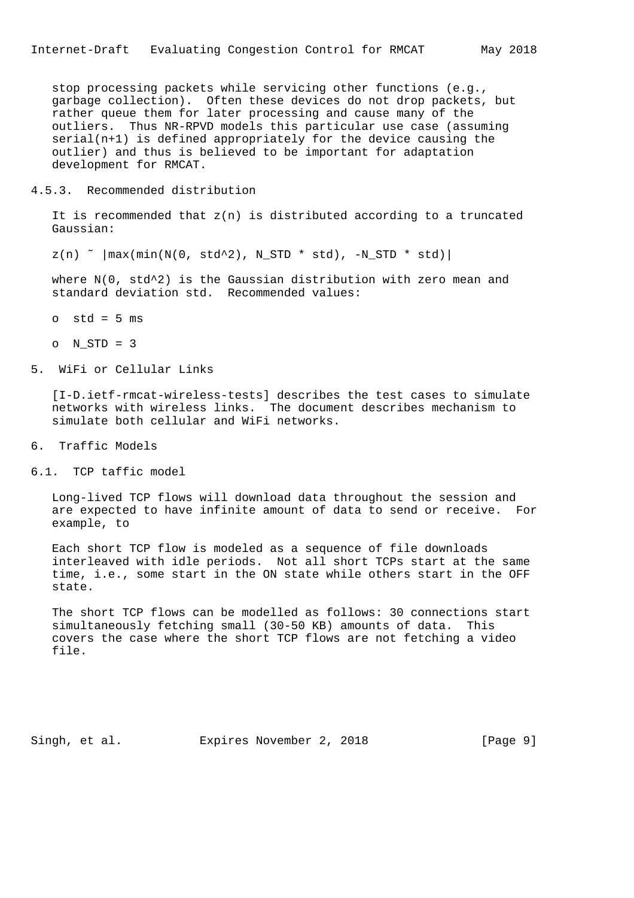stop processing packets while servicing other functions (e.g., garbage collection). Often these devices do not drop packets, but rather queue them for later processing and cause many of the outliers. Thus NR-RPVD models this particular use case (assuming serial(n+1) is defined appropriately for the device causing the outlier) and thus is believed to be important for adaptation development for RMCAT.

### 4.5.3. Recommended distribution

It is recommended that $z(n)$ is distributed according to a truncated Gaussian:

$$z(n) \sim |\max(\min(N(0, std^2), N\_STD * std), -N\_STD * std)|$$

where $N(0, std^2)$ is the Gaussian distribution with zero mean and standard deviation std. Recommended values:

- std = 5 ms
- N_STD = 3

## 5. WiFi or Cellular Links

[I-D.ietf-rmcat-wireless-tests] describes the test cases to simulate networks with wireless links. The document describes mechanism to simulate both cellular and WiFi networks.

## 6. Traffic Models

### 6.1. TCP taffic model

Long-lived TCP flows will download data throughout the session and are expected to have infinite amount of data to send or receive. For example, to

Each short TCP flow is modeled as a sequence of file downloads interleaved with idle periods. Not all short TCPs start at the same time, i.e., some start in the ON state while others start in the OFF state.

The short TCP flows can be modelled as follows: 30 connections start simultaneously fetching small (30-50 KB) amounts of data. This covers the case where the short TCP flows are not fetching a video file.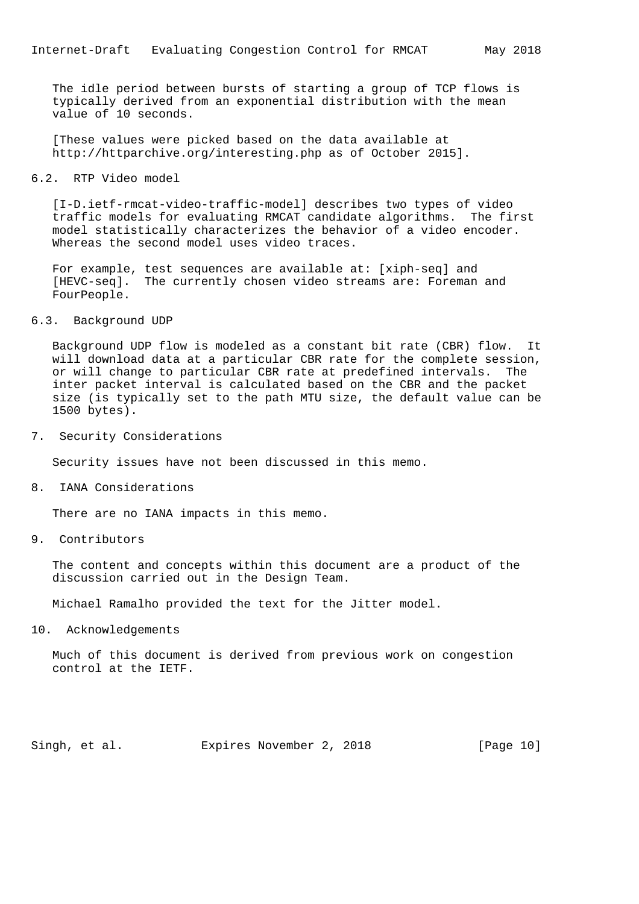The idle period between bursts of starting a group of TCP flows is typically derived from an exponential distribution with the mean value of 10 seconds.

[These values were picked based on the data available at http://httparchive.org/interesting.php as of October 2015].

## 6.2. RTP Video model

[I-D.ietf-rmcat-video-traffic-model] describes two types of video traffic models for evaluating RMCAT candidate algorithms. The first model statistically characterizes the behavior of a video encoder. Whereas the second model uses video traces.

For example, test sequences are available at: [xiph-seq] and [HEVC-seq]. The currently chosen video streams are: Foreman and FourPeople.

## 6.3. Background UDP

Background UDP flow is modeled as a constant bit rate (CBR) flow. It will download data at a particular CBR rate for the complete session, or will change to particular CBR rate at predefined intervals. The inter packet interval is calculated based on the CBR and the packet size (is typically set to the path MTU size, the default value can be 1500 bytes).

# 7. Security Considerations

Security issues have not been discussed in this memo.

# 8. IANA Considerations

There are no IANA impacts in this memo.

# 9. Contributors

The content and concepts within this document are a product of the discussion carried out in the Design Team.

Michael Ramalho provided the text for the Jitter model.

# 10. Acknowledgements

Much of this document is derived from previous work on congestion control at the IETF.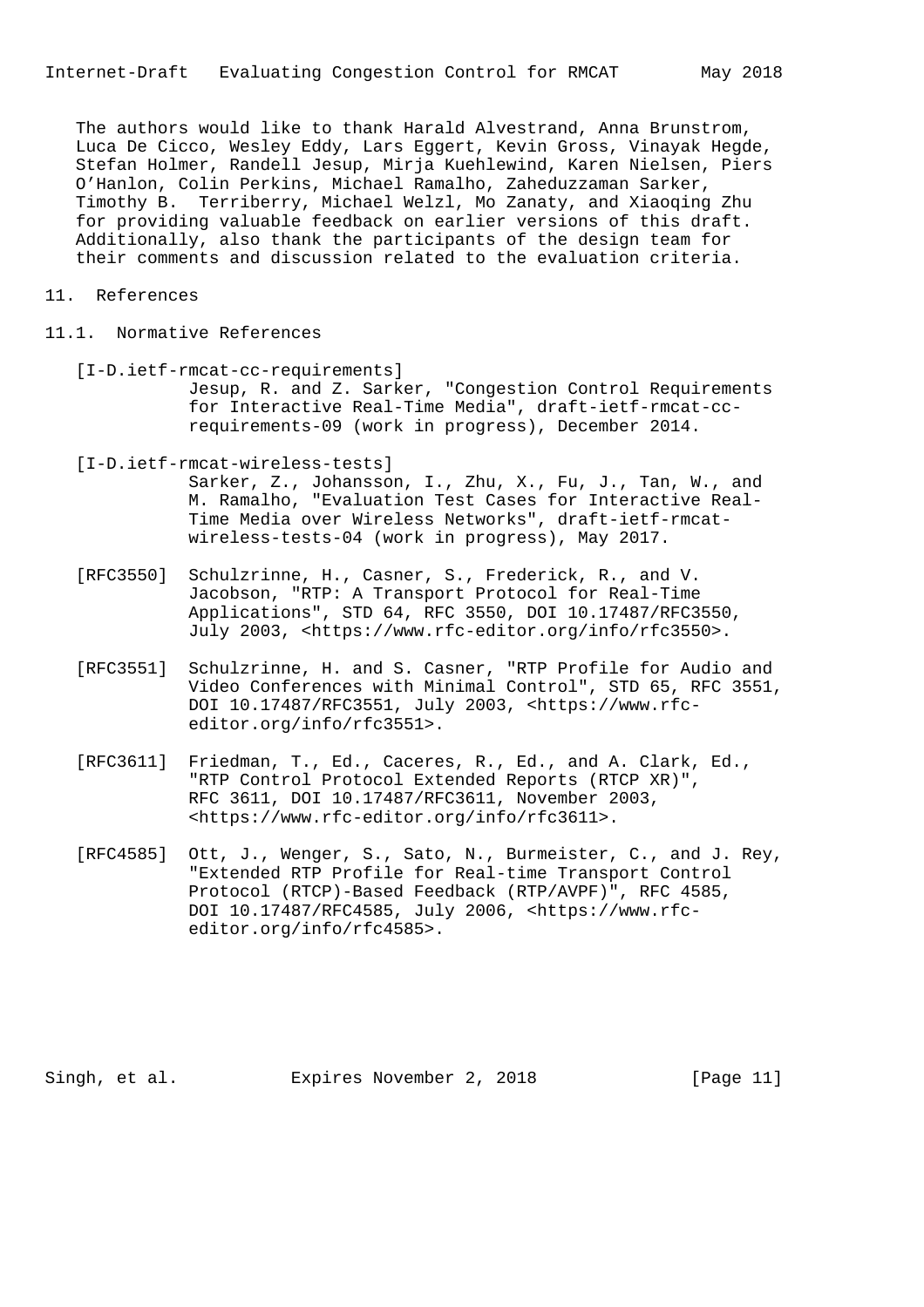The authors would like to thank Harald Alvestrand, Anna Brunstrom, Luca De Cicco, Wesley Eddy, Lars Eggert, Kevin Gross, Vinayak Hegde, Stefan Holmer, Randell Jesup, Mirja Kuehlewind, Karen Nielsen, Piers O'Hanlon, Colin Perkins, Michael Ramalho, Zaheduzzaman Sarker, Timothy B. Terriberry, Michael Welzl, Mo Zanaty, and Xiaoqing Zhu for providing valuable feedback on earlier versions of this draft. Additionally, also thank the participants of the design team for their comments and discussion related to the evaluation criteria.

# 11. References

## 11.1. Normative References

[I-D.ietf-rmcat-cc-requirements]
Jesup, R. and Z. Sarker, "Congestion Control Requirements for Interactive Real-Time Media", draft-ietf-rmcat-cc-requirements-09 (work in progress), December 2014.

[I-D.ietf-rmcat-wireless-tests]
Sarker, Z., Johansson, I., Zhu, X., Fu, J., Tan, W., and M. Ramalho, "Evaluation Test Cases for Interactive Real-Time Media over Wireless Networks", draft-ietf-rmcat-wireless-tests-04 (work in progress), May 2017.

[RFC3550] Schulzrinne, H., Casner, S., Frederick, R., and V. Jacobson, "RTP: A Transport Protocol for Real-Time Applications", STD 64, RFC 3550, DOI 10.17487/RFC3550, July 2003, <https://www.rfc-editor.org/info/rfc3550>.

[RFC3551] Schulzrinne, H. and S. Casner, "RTP Profile for Audio and Video Conferences with Minimal Control", STD 65, RFC 3551, DOI 10.17487/RFC3551, July 2003, <https://www.rfc-editor.org/info/rfc3551>.

[RFC3611] Friedman, T., Ed., Caceres, R., Ed., and A. Clark, Ed., "RTP Control Protocol Extended Reports (RTCP XR)", RFC 3611, DOI 10.17487/RFC3611, November 2003, <https://www.rfc-editor.org/info/rfc3611>.

[RFC4585] Ott, J., Wenger, S., Sato, N., Burmeister, C., and J. Rey, "Extended RTP Profile for Real-time Transport Control Protocol (RTCP)-Based Feedback (RTP/AVPF)", RFC 4585, DOI 10.17487/RFC4585, July 2006, <https://www.rfc-editor.org/info/rfc4585>.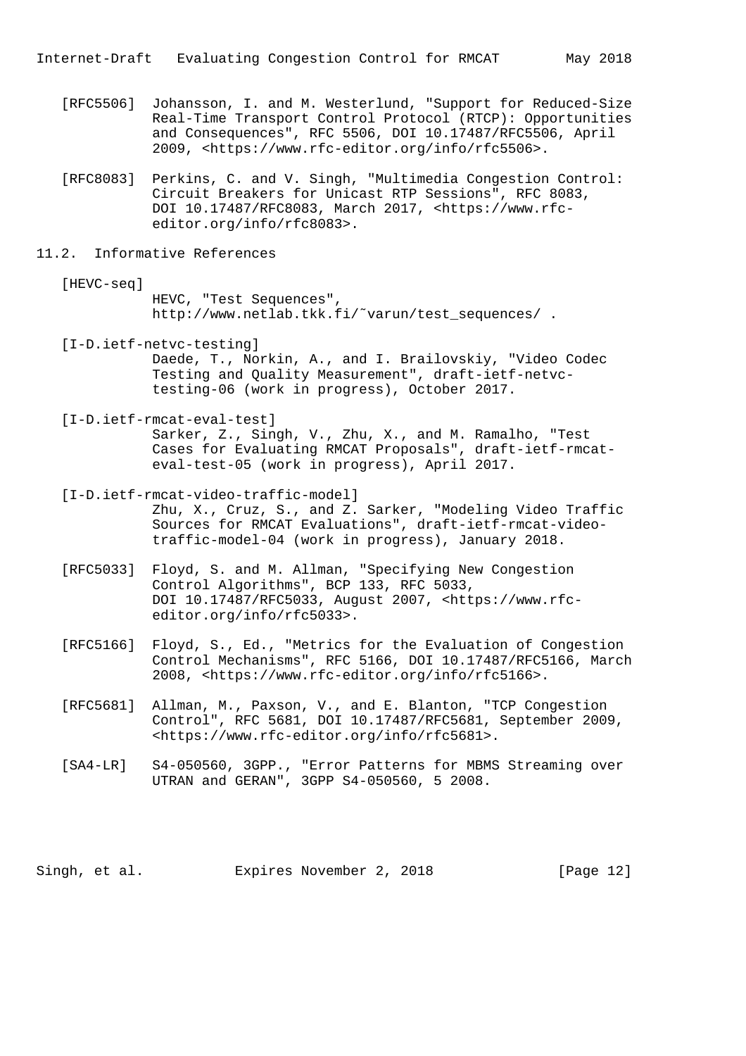[RFC5506] Johansson, I. and M. Westerlund, "Support for Reduced-Size Real-Time Transport Control Protocol (RTCP): Opportunities and Consequences", RFC 5506, DOI 10.17487/RFC5506, April 2009, <https://www.rfc-editor.org/info/rfc5506>.

[RFC8083] Perkins, C. and V. Singh, "Multimedia Congestion Control: Circuit Breakers for Unicast RTP Sessions", RFC 8083, DOI 10.17487/RFC8083, March 2017, <https://www.rfc-editor.org/info/rfc8083>.

## 11.2. Informative References

[HEVC-seq] HEVC, "Test Sequences", http://www.netlab.tkk.fi/~varun/test_sequences/ .

[I-D.ietf-netvc-testing] Daede, T., Norkin, A., and I. Brailovskiy, "Video Codec Testing and Quality Measurement", draft-ietf-netvc-testing-06 (work in progress), October 2017.

[I-D.ietf-rmcat-eval-test] Sarker, Z., Singh, V., Zhu, X., and M. Ramalho, "Test Cases for Evaluating RMCAT Proposals", draft-ietf-rmcat-eval-test-05 (work in progress), April 2017.

[I-D.ietf-rmcat-video-traffic-model] Zhu, X., Cruz, S., and Z. Sarker, "Modeling Video Traffic Sources for RMCAT Evaluations", draft-ietf-rmcat-video-traffic-model-04 (work in progress), January 2018.

[RFC5033] Floyd, S. and M. Allman, "Specifying New Congestion Control Algorithms", BCP 133, RFC 5033, DOI 10.17487/RFC5033, August 2007, <https://www.rfc-editor.org/info/rfc5033>.

[RFC5166] Floyd, S., Ed., "Metrics for the Evaluation of Congestion Control Mechanisms", RFC 5166, DOI 10.17487/RFC5166, March 2008, <https://www.rfc-editor.org/info/rfc5166>.

[RFC5681] Allman, M., Paxson, V., and E. Blanton, "TCP Congestion Control", RFC 5681, DOI 10.17487/RFC5681, September 2009, <https://www.rfc-editor.org/info/rfc5681>.

[SA4-LR] S4-050560, 3GPP., "Error Patterns for MBMS Streaming over UTRAN and GERAN", 3GPP S4-050560, 5 2008.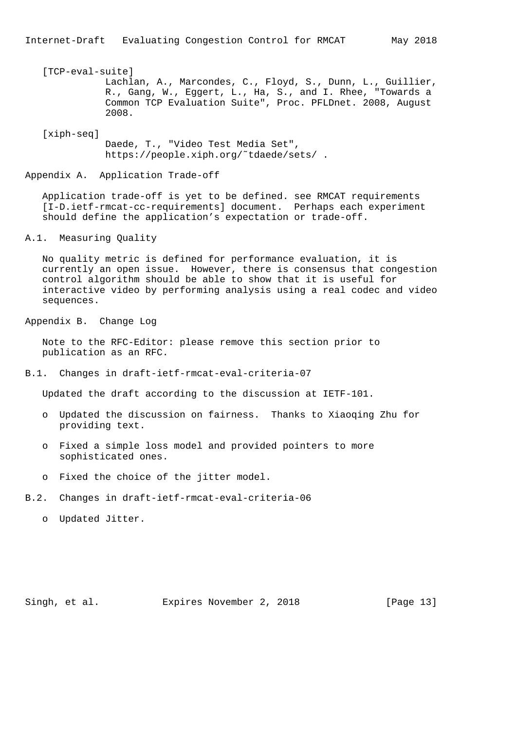[TCP-eval-suite]
Lachlan, A., Marcondes, C., Floyd, S., Dunn, L., Guillier, R., Gang, W., Eggert, L., Ha, S., and I. Rhee, "Towards a Common TCP Evaluation Suite", Proc. PFLDnet. 2008, August 2008.

[xiph-seq]
Daede, T., "Video Test Media Set", https://people.xiph.org/~tdaede/sets/ .

# Appendix A. Application Trade-off

Application trade-off is yet to be defined. see RMCAT requirements [I-D.ietf-rmcat-cc-requirements] document. Perhaps each experiment should define the application's expectation or trade-off.

## A.1. Measuring Quality

No quality metric is defined for performance evaluation, it is currently an open issue. However, there is consensus that congestion control algorithm should be able to show that it is useful for interactive video by performing analysis using a real codec and video sequences.

# Appendix B. Change Log

Note to the RFC-Editor: please remove this section prior to publication as an RFC.

## B.1. Changes in draft-ietf-rmcat-eval-criteria-07

Updated the draft according to the discussion at IETF-101.

- Updated the discussion on fairness. Thanks to Xiaoqing Zhu for providing text.
- Fixed a simple loss model and provided pointers to more sophisticated ones.
- Fixed the choice of the jitter model.

## B.2. Changes in draft-ietf-rmcat-eval-criteria-06

- Updated Jitter.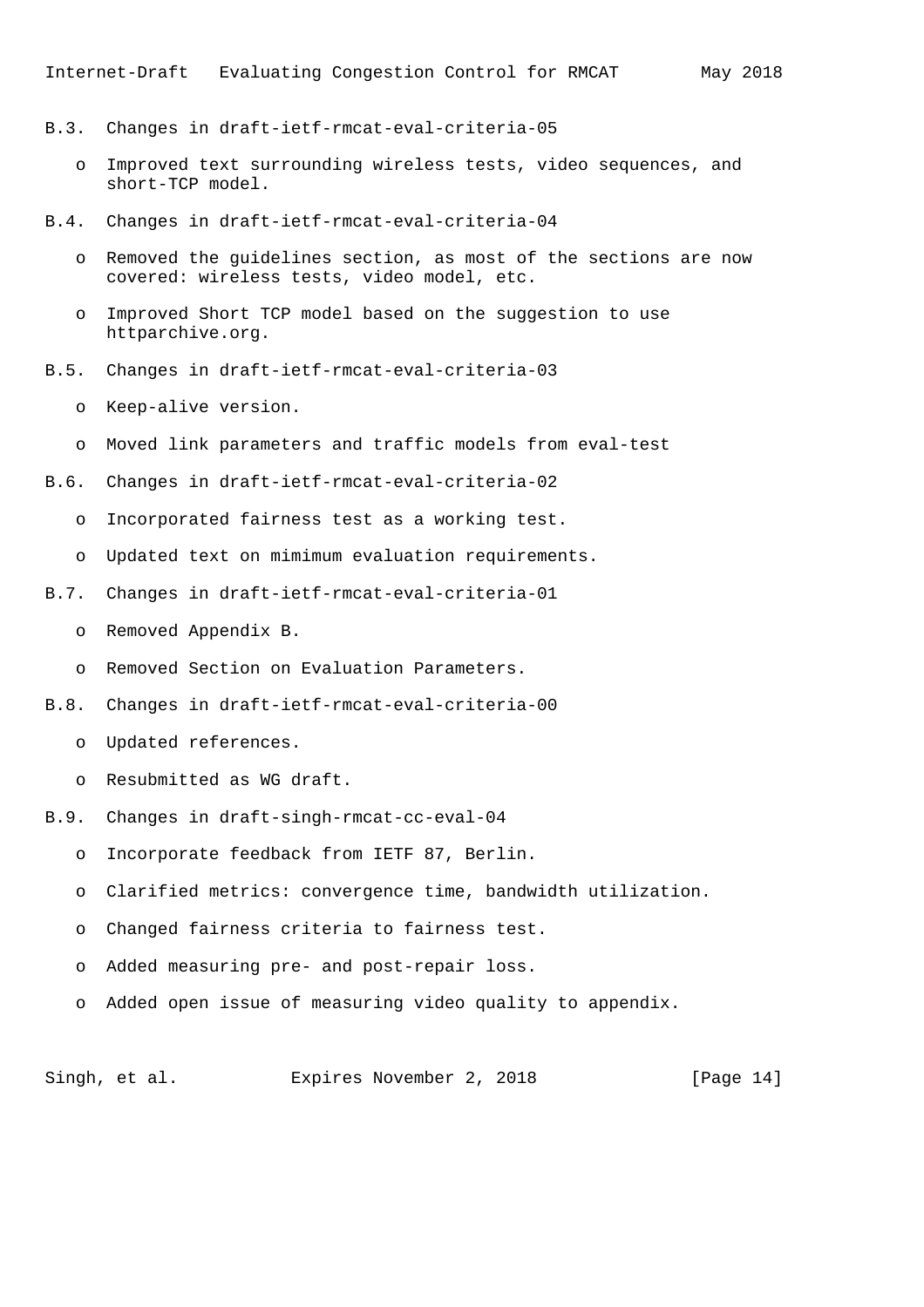### B.3. Changes in draft-ietf-rmcat-eval-criteria-05

- Improved text surrounding wireless tests, video sequences, and short-TCP model.

### B.4. Changes in draft-ietf-rmcat-eval-criteria-04

- Removed the guidelines section, as most of the sections are now covered: wireless tests, video model, etc.
- Improved Short TCP model based on the suggestion to use httparchive.org.

### B.5. Changes in draft-ietf-rmcat-eval-criteria-03

- Keep-alive version.
- Moved link parameters and traffic models from eval-test

### B.6. Changes in draft-ietf-rmcat-eval-criteria-02

- Incorporated fairness test as a working test.
- Updated text on mimimum evaluation requirements.

### B.7. Changes in draft-ietf-rmcat-eval-criteria-01

- Removed Appendix B.
- Removed Section on Evaluation Parameters.

### B.8. Changes in draft-ietf-rmcat-eval-criteria-00

- Updated references.
- Resubmitted as WG draft.

### B.9. Changes in draft-singh-rmcat-cc-eval-04

- Incorporate feedback from IETF 87, Berlin.
- Clarified metrics: convergence time, bandwidth utilization.
- Changed fairness criteria to fairness test.
- Added measuring pre- and post-repair loss.
- Added open issue of measuring video quality to appendix.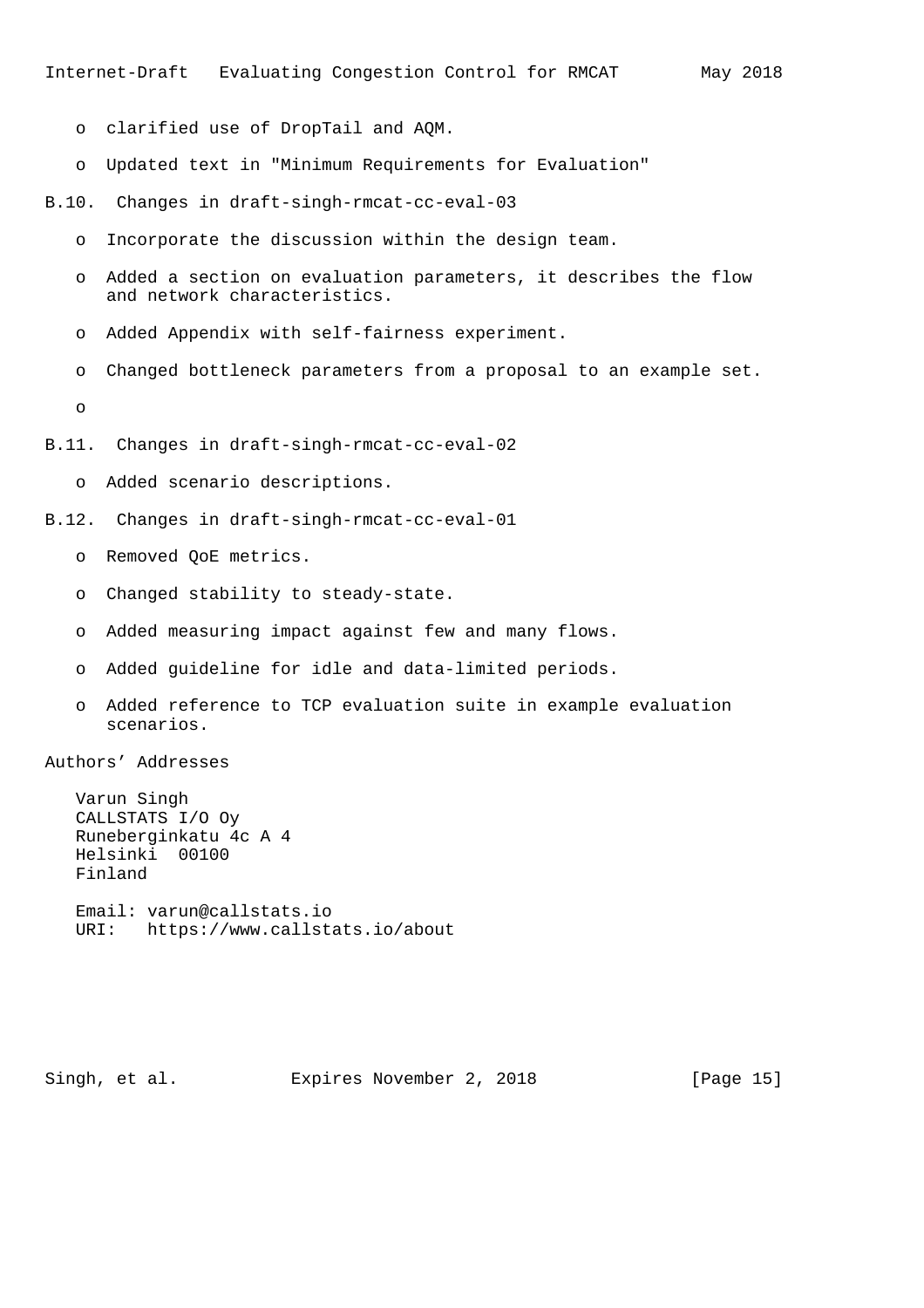- clarified use of DropTail and AQM.
- Updated text in "Minimum Requirements for Evaluation"

### B.10. Changes in draft-singh-rmcat-cc-eval-03

- Incorporate the discussion within the design team.
- Added a section on evaluation parameters, it describes the flow and network characteristics.
- Added Appendix with self-fairness experiment.
- Changed bottleneck parameters from a proposal to an example set.
- 

### B.11. Changes in draft-singh-rmcat-cc-eval-02

- Added scenario descriptions.

### B.12. Changes in draft-singh-rmcat-cc-eval-01

- Removed QoE metrics.
- Changed stability to steady-state.
- Added measuring impact against few and many flows.
- Added guideline for idle and data-limited periods.
- Added reference to TCP evaluation suite in example evaluation scenarios.

## Authors' Addresses

Varun Singh
CALLSTATS I/O Oy
Runeberginkatu 4c A 4
Helsinki 00100
Finland

Email: varun@callstats.io
URI: https://www.callstats.io/about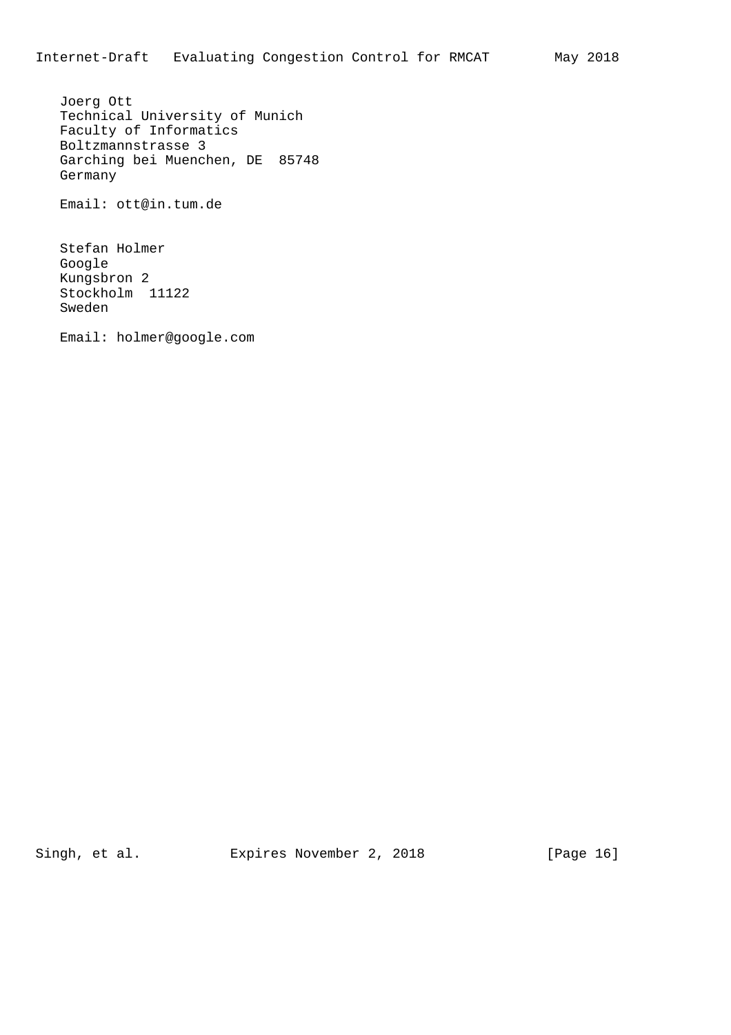Joerg Ott
Technical University of Munich
Faculty of Informatics
Boltzmannstrasse 3
Garching bei Muenchen, DE 85748
Germany

Email: ott@in.tum.de

Stefan Holmer
Google
Kungsbron 2
Stockholm 11122
Sweden

Email: holmer@google.com